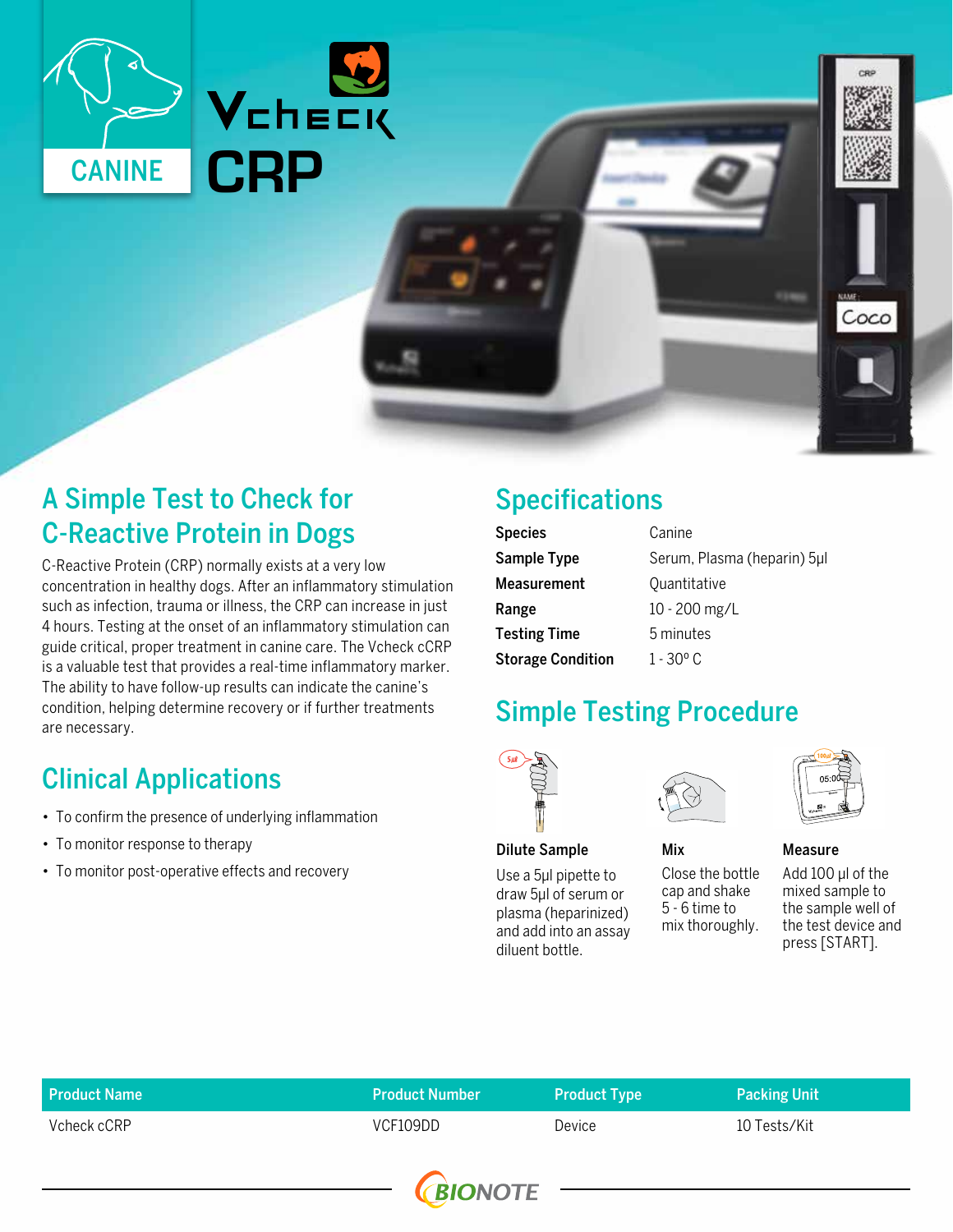CANINE

# Vcheck CRP

## A Simple Test to Check for C-Reactive Protein in Dogs

C-Reactive Protein (CRP) normally exists at a very low concentration in healthy dogs. After an inflammatory stimulation such as infection, trauma or illness, the CRP can increase in just 4 hours. Testing at the onset of an inflammatory stimulation can guide critical, proper treatment in canine care. The Vcheck cCRP is a valuable test that provides a real-time inflammatory marker. The ability to have follow-up results can indicate the canine's condition, helping determine recovery or if further treatments are necessary.

## Clinical Applications

- To confirm the presence of underlying inflammation
- To monitor response to therapy
- To monitor post-operative effects and recovery

## Specifications

| | |
|---|---|
| **Species** | Canine |
| **Sample Type** | Serum, Plasma (heparin) 5µl |
| **Measurement** | Quantitative |
| **Range** | 10 - 200 mg/L |
| **Testing Time** | 5 minutes |
| **Storage Condition** | 1 - 30° C |

## Simple Testing Procedure

**Dilute Sample**

Use a 5µl pipette to draw 5µl of serum or plasma (heparinized) and add into an assay diluent bottle.

**Mix**

Close the bottle cap and shake 5 - 6 time to mix thoroughly.

**Measure**

Add 100 µl of the mixed sample to the sample well of the test device and press [START].

| Product Name | Product Number | Product Type | Packing Unit |
|---|---|---|---|
| Vcheck cCRP | VCF109DD | Device | 10 Tests/Kit |

BIONOTE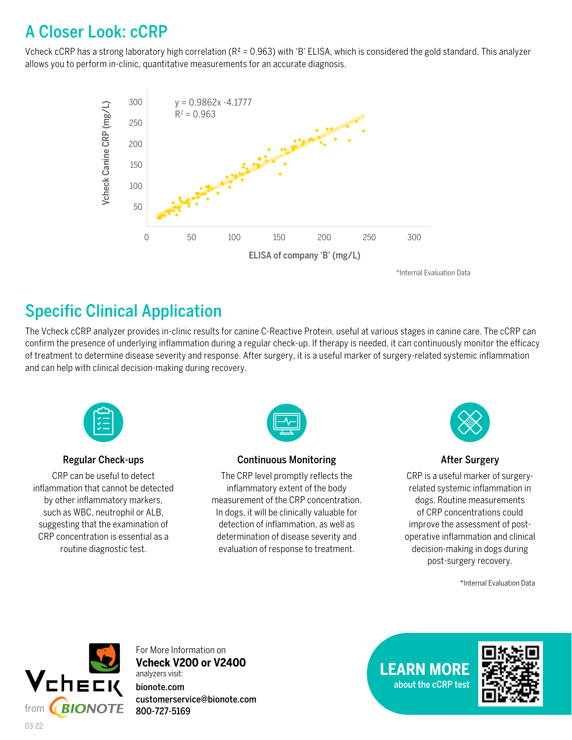## A Closer Look: cCRP

Vcheck cCRP has a strong laboratory high correlation ($R^2 = 0.963$) with 'B' ELISA, which is considered the gold standard. This analyzer allows you to perform in-clinic, quantitative measurements for an accurate diagnosis.

$y = 0.9862x - 4.1777$

$R^2 = 0.963$

Vcheck Canine CRP (mg/L)

300
250
200
150
100
50

0
50
100
150
200
250
300

ELISA of company 'B' (mg/L)

*Internal Evaluation Data

## Specific Clinical Application

The Vcheck cCRP analyzer provides in-clinic results for canine C-Reactive Protein, useful at various stages in canine care. The cCRP can confirm the presence of underlying inflammation during a regular check-up. If therapy is needed, it can continuously monitor the efficacy of treatment to determine disease severity and response. After surgery, it is a useful marker of surgery-related systemic inflammation and can help with clinical decision-making during recovery.

### Regular Check-ups

CRP can be useful to detect inflammation that cannot be detected by other inflammatory markers, such as WBC, neutrophil or ALB, suggesting that the examination of CRP concentration is essential as a routine diagnostic test.

### Continuous Monitoring

The CRP level promptly reflects the inflammatory extent of the body measurement of the CRP concentration. In dogs, it will be clinically valuable for detection of inflammation, as well as determination of disease severity and evaluation of response to treatment.

### After Surgery

CRP is a useful marker of surgery-related systemic inflammation in dogs. Routine measurements of CRP concentrations could improve the assessment of post-operative inflammation and clinical decision-making in dogs during post-surgery recovery.

*Internal Evaluation Data

Vcheck from BIONOTE

For More Information on
**Vcheck V200 or V2400**
analyzers visit:
**bionote.com**
**customerservice@bionote.com**
**800-727-5169**

**LEARN MORE**
**about the cCRP test**

03-22